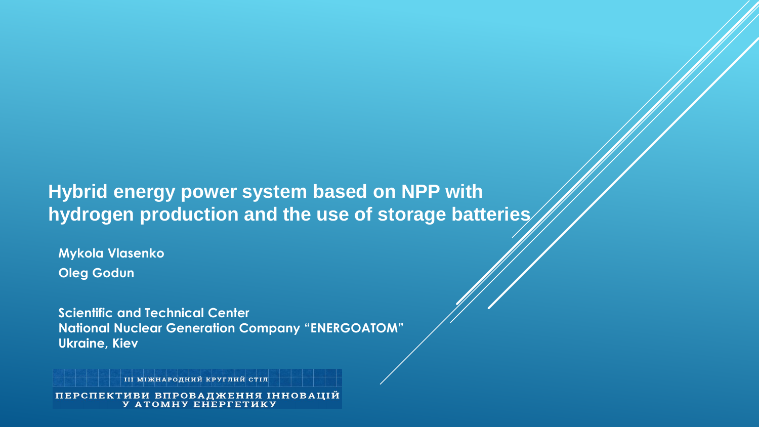# Hybrid energy power system based on NPP with hydrogen production and the use of storage batteries

**Mykola Vlasenko**

**Oleg Godun**

**Scientific and Technical Center**
**National Nuclear Generation Company "ENERGOATOM"**
**Ukraine, Kiev**

ІІІ МІЖНАРОДНИЙ КРУГЛИЙ СТІЛ

ПЕРСПЕКТИВИ ВПРОВАДЖЕННЯ ІННОВАЦІЙ У АТОМНУ ЕНЕРГЕТИКУ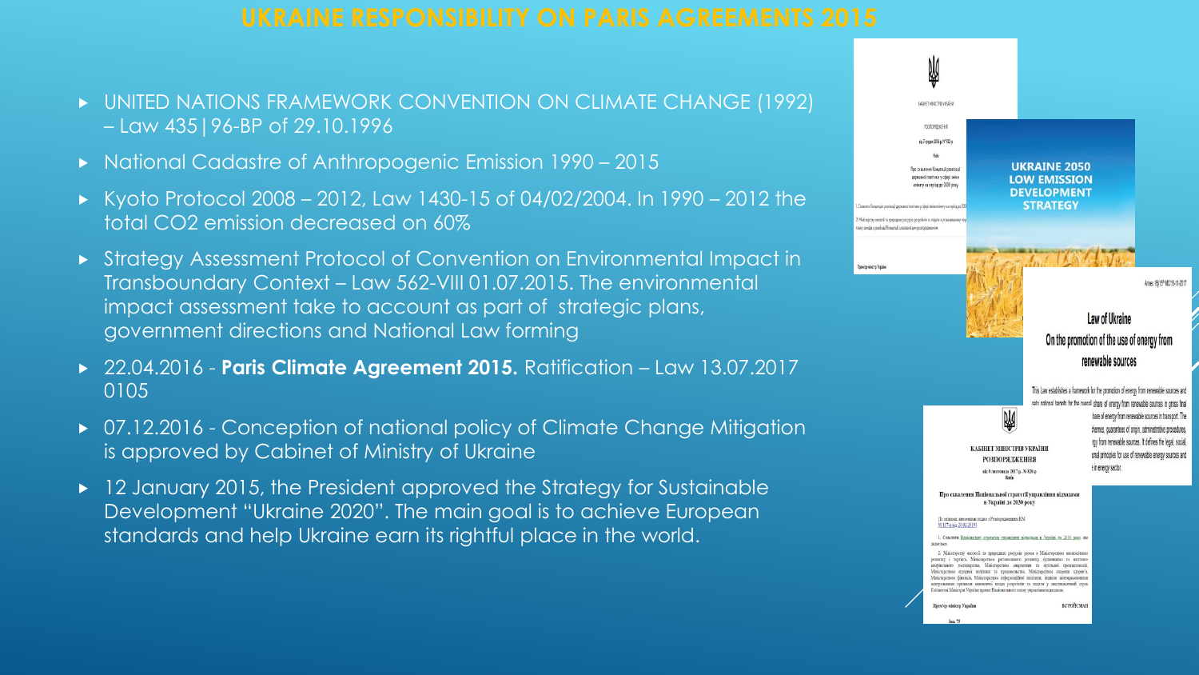# UKRAINE RESPONSIBILITY ON PARIS AGREEMENTS 2015

- UNITED NATIONS FRAMEWORK CONVENTION ON CLIMATE CHANGE (1992) – Law 435|96-BP of 29.10.1996
- National Cadastre of Anthropogenic Emission 1990 – 2015
- Kyoto Protocol 2008 – 2012, Law 1430-15 of 04/02/2004. In 1990 – 2012 the total CO2 emission decreased on 60%
- Strategy Assessment Protocol of Convention on Environmental Impact in Transboundary Context – Law 562-VIII 01.07.2015. The environmental impact assessment take to account as part of strategic plans, government directions and National Law forming
- 22.04.2016 - **Paris Climate Agreement 2015.** Ratification – Law 13.07.2017 0105
- 07.12.2016 - Conception of national policy of Climate Change Mitigation is approved by Cabinet of Ministry of Ukraine
- 12 January 2015, the President approved the Strategy for Sustainable Development "Ukraine 2020". The main goal is to achieve European standards and help Ukraine earn its rightful place in the world.

UKRAINE 2050 LOW EMISSION DEVELOPMENT STRATEGY

Law of Ukraine On the promotion of the use of energy from renewable sources

КАБІНЕТ МІНІСТРІВ УКРАЇНИ
РОЗПОРЯДЖЕННЯ

Про схвалення Національної стратегії управління відходами в Україні до 2030 року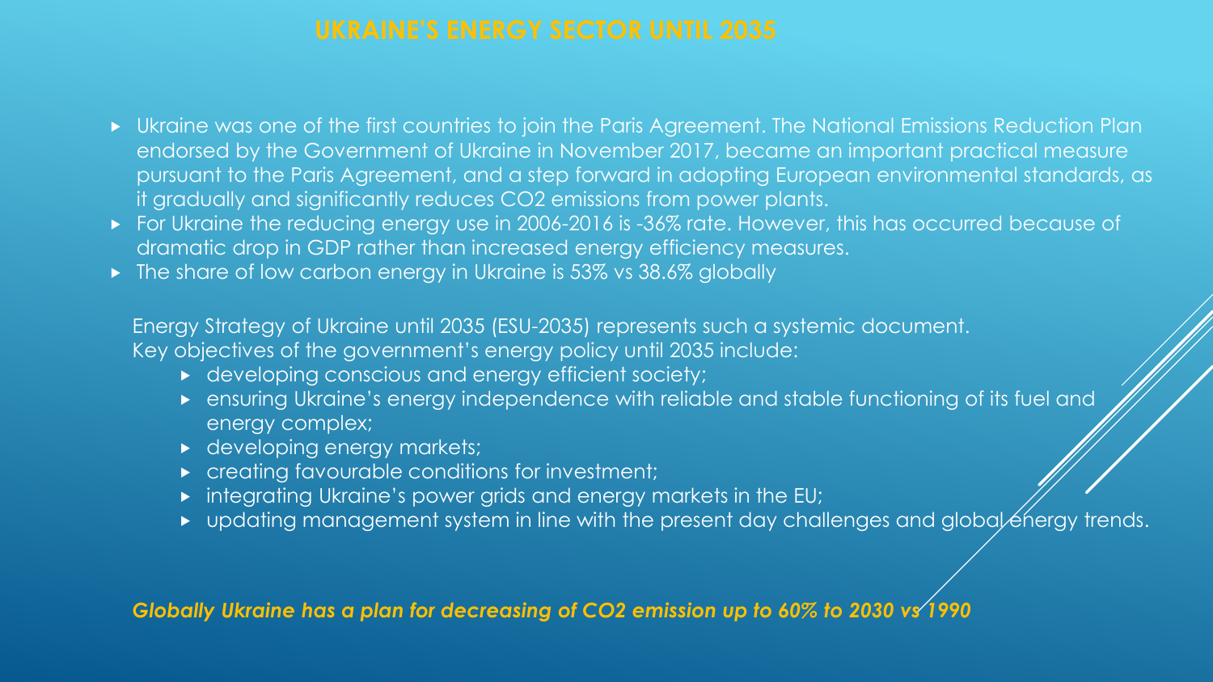# UKRAINE'S ENERGY SECTOR UNTIL 2035

- Ukraine was one of the first countries to join the Paris Agreement. The National Emissions Reduction Plan endorsed by the Government of Ukraine in November 2017, became an important practical measure pursuant to the Paris Agreement, and a step forward in adopting European environmental standards, as it gradually and significantly reduces $CO_2$ emissions from power plants.
- For Ukraine the reducing energy use in 2006-2016 is -36% rate. However, this has occurred because of dramatic drop in GDP rather than increased energy efficiency measures.
- The share of low carbon energy in Ukraine is 53% vs 38.6% globally

Energy Strategy of Ukraine until 2035 (ESU-2035) represents such a systemic document.
Key objectives of the government's energy policy until 2035 include:

- developing conscious and energy efficient society;
- ensuring Ukraine's energy independence with reliable and stable functioning of its fuel and energy complex;
- developing energy markets;
- creating favourable conditions for investment;
- integrating Ukraine's power grids and energy markets in the EU;
- updating management system in line with the present day challenges and global energy trends.

***Globally Ukraine has a plan for decreasing of $CO_2$ emission up to 60% to 2030 vs 1990***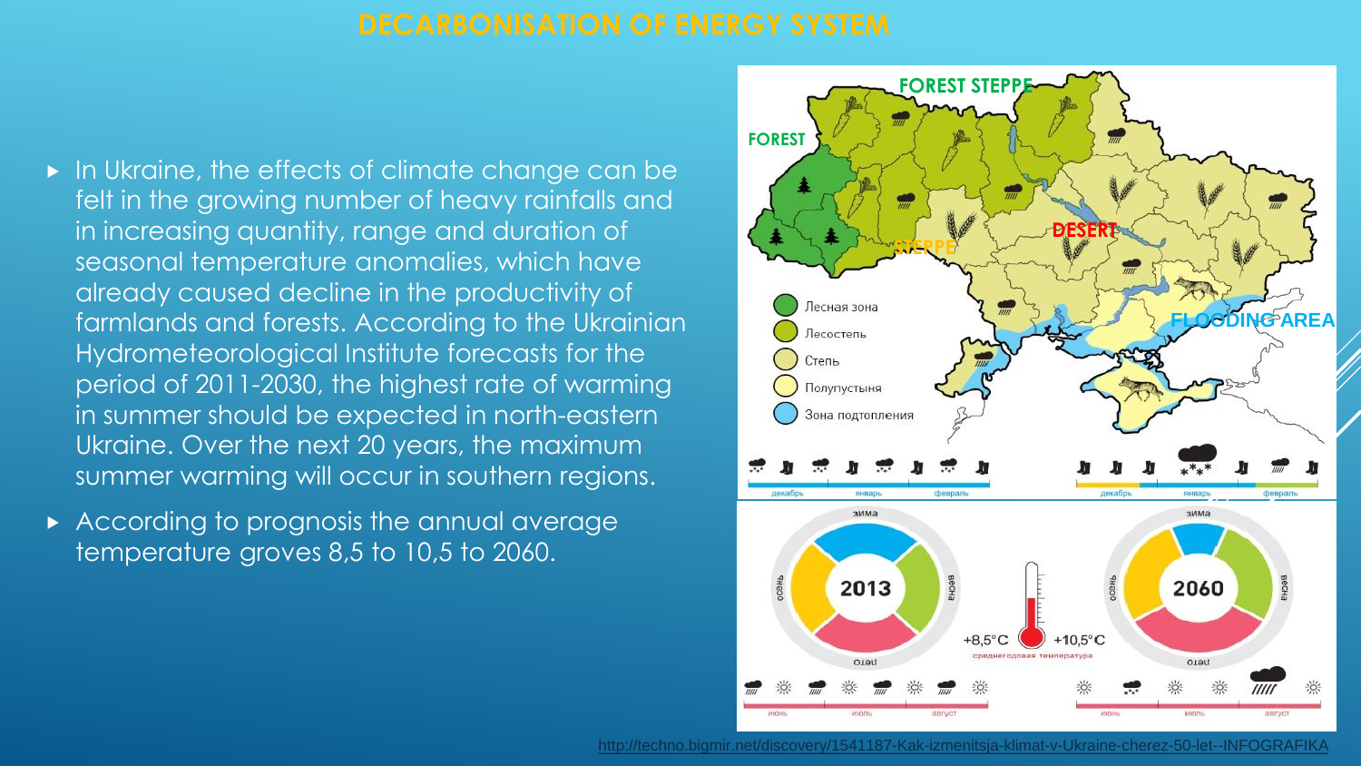# DECARBONISATION OF ENERGY SYSTEM

- In Ukraine, the effects of climate change can be felt in the growing number of heavy rainfalls and in increasing quantity, range and duration of seasonal temperature anomalies, which have already caused decline in the productivity of farmlands and forests. According to the Ukrainian Hydrometeorological Institute forecasts for the period of 2011-2030, the highest rate of warming in summer should be expected in north-eastern Ukraine. Over the next 20 years, the maximum summer warming will occur in southern regions.
- According to prognosis the annual average temperature groves 8,5 to 10,5 to 2060.

FOREST STEPPE

FOREST

DESERT

STEPPE

FLOODING AREA

Лесная зона

Лесостепь

Степь

Полупустыня

Зона подтопления

декабрь январь февраль

зима

осень весна

лето

2013

2060

+8,5°C +10,5°C

среднегодовая температура

июнь июль август

http://techno.bigmir.net/discovery/1541187-Kak-izmenitsja-klimat-v-Ukraine-cherez-50-let--INFOGRAFIKA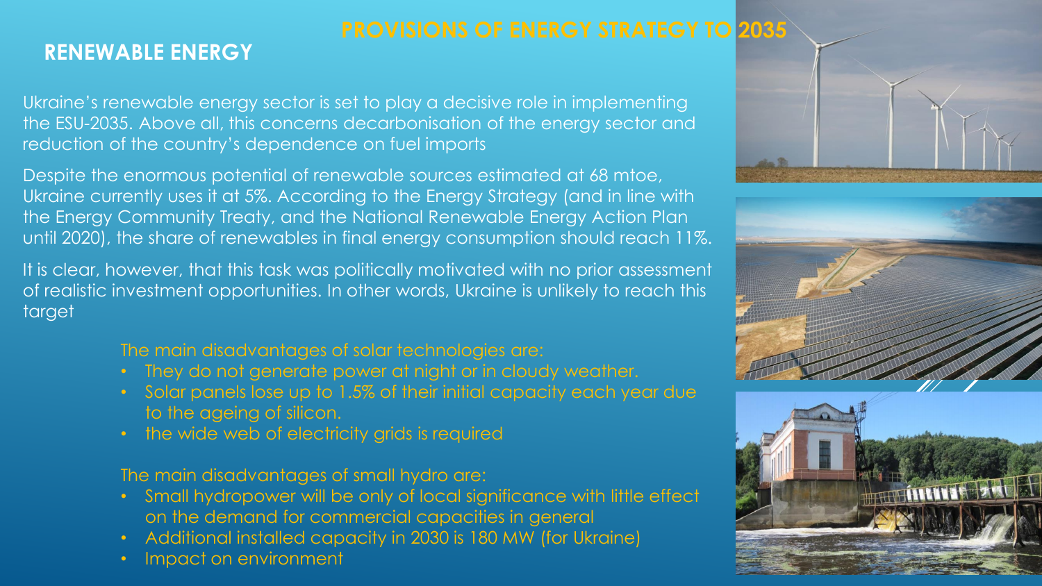## PROVISIONS OF ENERGY STRATEGY TO 2035

### RENEWABLE ENERGY

Ukraine's renewable energy sector is set to play a decisive role in implementing the ESU-2035. Above all, this concerns decarbonisation of the energy sector and reduction of the country's dependence on fuel imports

Despite the enormous potential of renewable sources estimated at 68 mtoe, Ukraine currently uses it at 5%. According to the Energy Strategy (and in line with the Energy Community Treaty, and the National Renewable Energy Action Plan until 2020), the share of renewables in final energy consumption should reach 11%.

It is clear, however, that this task was politically motivated with no prior assessment of realistic investment opportunities. In other words, Ukraine is unlikely to reach this target

The main disadvantages of solar technologies are:

- They do not generate power at night or in cloudy weather.
- Solar panels lose up to 1.5% of their initial capacity each year due to the ageing of silicon.
- the wide web of electricity grids is required

The main disadvantages of small hydro are:

- Small hydropower will be only of local significance with little effect on the demand for commercial capacities in general
- Additional installed capacity in 2030 is 180 MW (for Ukraine)
- Impact on environment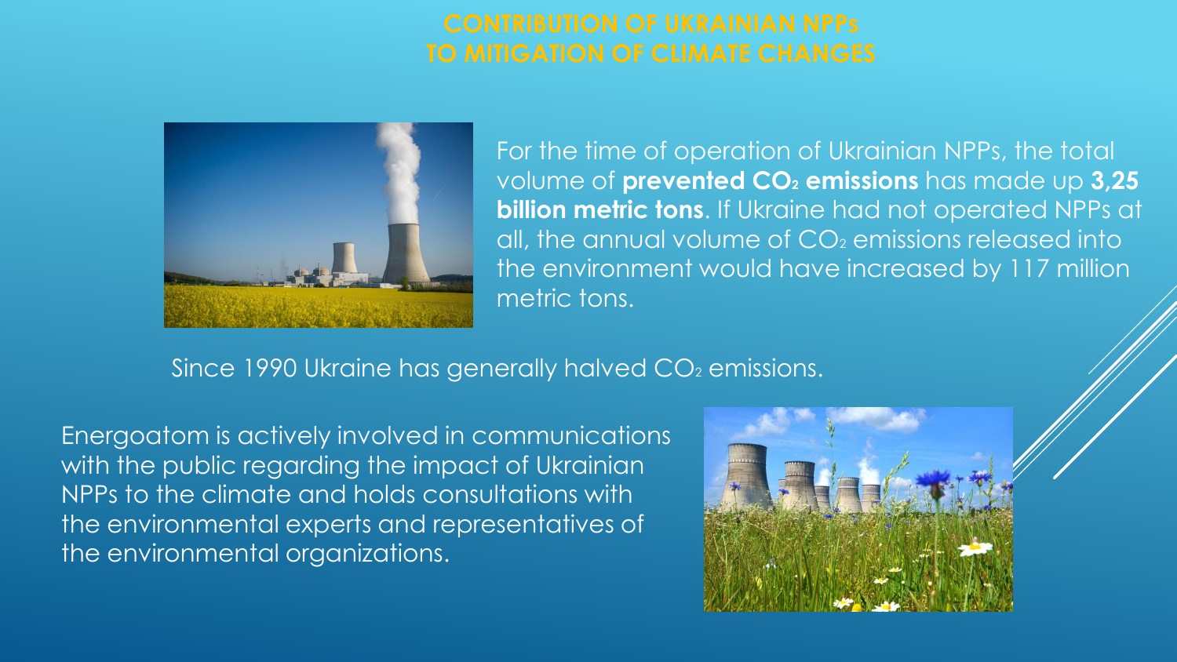# CONTRIBUTION OF UKRAINIAN NPPs TO MITIGATION OF CLIMATE CHANGES

For the time of operation of Ukrainian NPPs, the total volume of **prevented $CO_2$ emissions** has made up **3,25 billion metric tons**. If Ukraine had not operated NPPs at all, the annual volume of $CO_2$ emissions released into the environment would have increased by 117 million metric tons.

Since 1990 Ukraine has generally halved $CO_2$ emissions.

Energoatom is actively involved in communications with the public regarding the impact of Ukrainian NPPs to the climate and holds consultations with the environmental experts and representatives of the environmental organizations.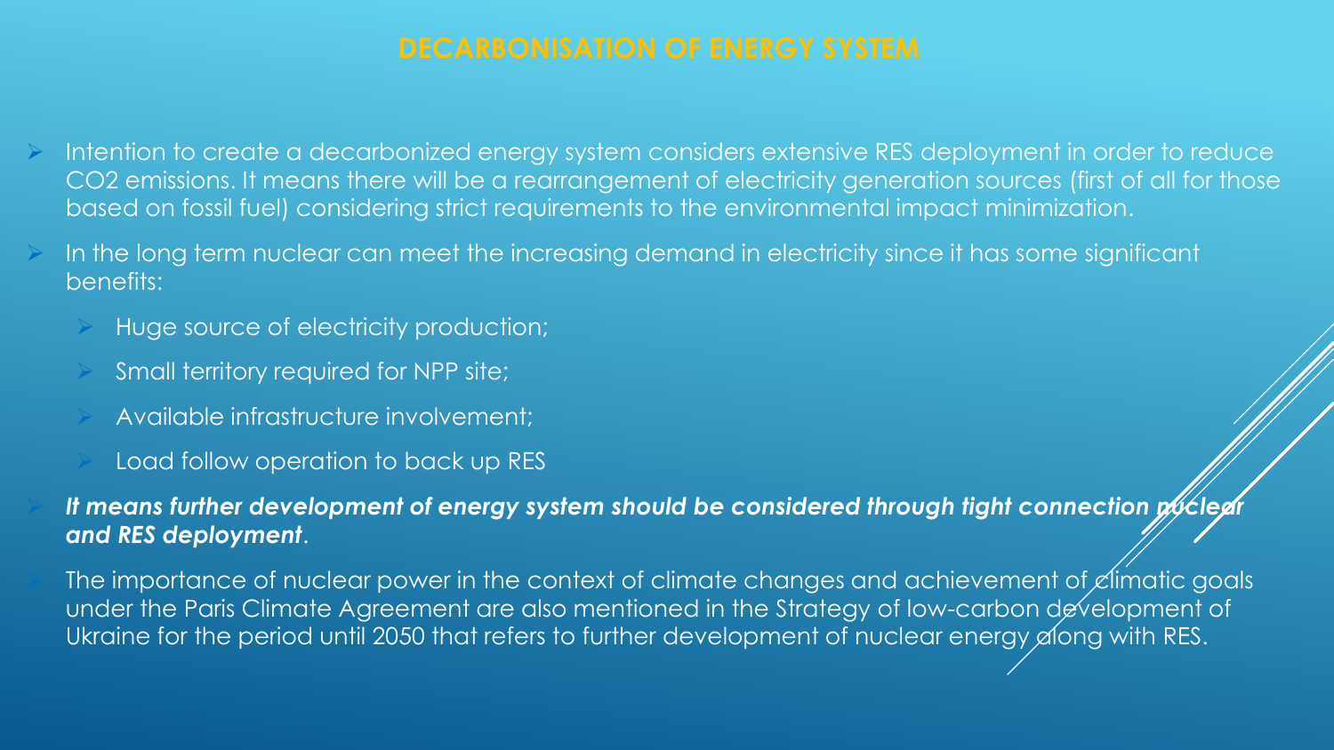# DECARBONISATION OF ENERGY SYSTEM

- Intention to create a decarbonized energy system considers extensive RES deployment in order to reduce $CO_2$ emissions. It means there will be a rearrangement of electricity generation sources (first of all for those based on fossil fuel) considering strict requirements to the environmental impact minimization.
- In the long term nuclear can meet the increasing demand in electricity since it has some significant benefits:
  - Huge source of electricity production;
  - Small territory required for NPP site;
  - Available infrastructure involvement;
  - Load follow operation to back up RES
- ***It means further development of energy system should be considered through tight connection nuclear and RES deployment***.
- The importance of nuclear power in the context of climate changes and achievement of climatic goals under the Paris Climate Agreement are also mentioned in the Strategy of low-carbon development of Ukraine for the period until 2050 that refers to further development of nuclear energy along with RES.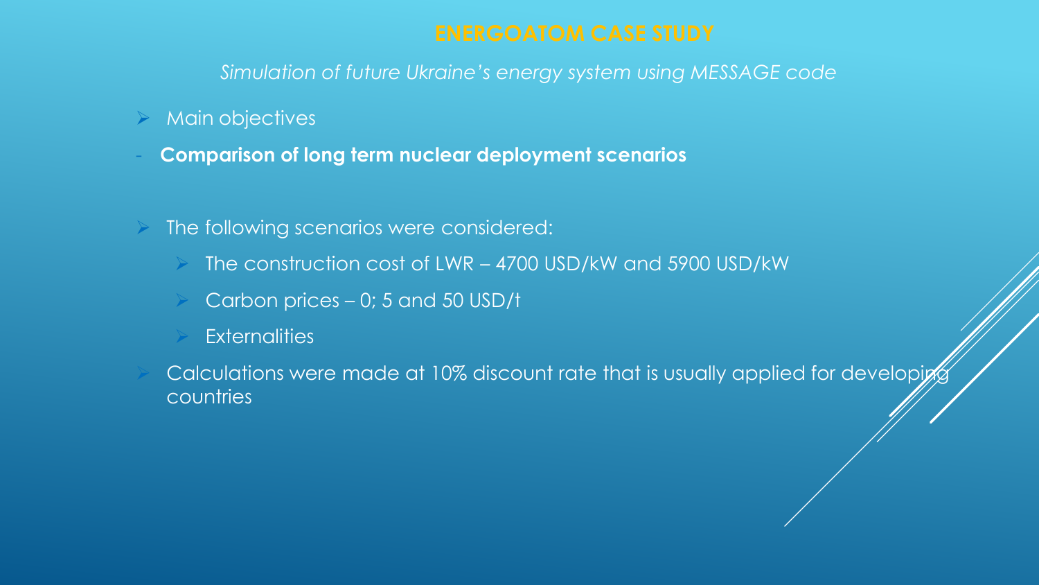# ENERGOATOM CASE STUDY

*Simulation of future Ukraine's energy system using MESSAGE code*

- Main objectives
- **Comparison of long term nuclear deployment scenarios**

- The following scenarios were considered:
  - The construction cost of LWR – 4700 USD/kW and 5900 USD/kW
  - Carbon prices – 0; 5 and 50 USD/t
  - Externalities
- Calculations were made at 10% discount rate that is usually applied for developing countries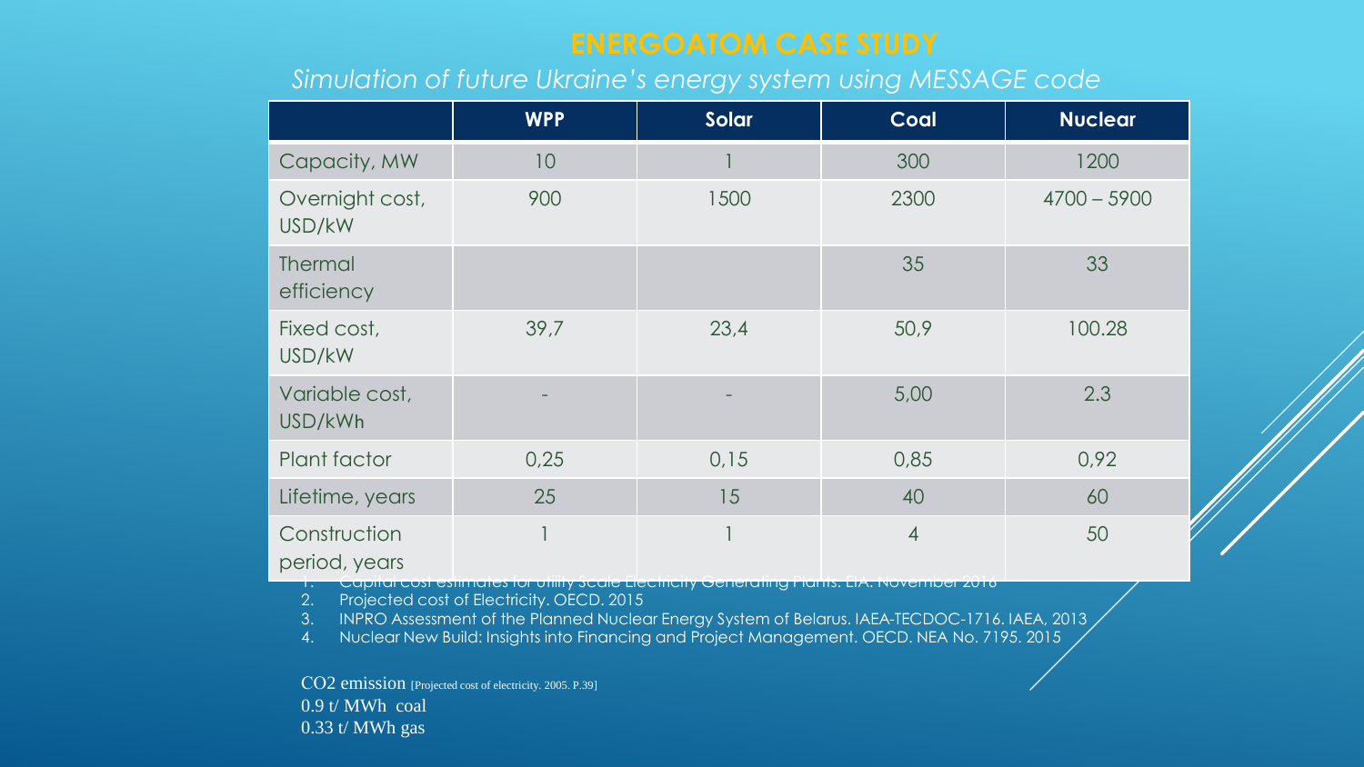# ENERGOATOM CASE STUDY

*Simulation of future Ukraine's energy system using MESSAGE code*

| | WPP | Solar | Coal | Nuclear |
|---|---|---|---|---|
| Capacity, MW | 10 | 1 | 300 | 1200 |
| Overnight cost, USD/kW | 900 | 1500 | 2300 | 4700 – 5900 |
| Thermal efficiency | | | 35 | 33 |
| Fixed cost, USD/kW | 39,7 | 23,4 | 50,9 | 100.28 |
| Variable cost, USD/kWh | - | - | 5,00 | 2.3 |
| Plant factor | 0,25 | 0,15 | 0,85 | 0,92 |
| Lifetime, years | 25 | 15 | 40 | 60 |
| Construction period, years | 1 | 1 | 4 | 50 |

1. Capital cost estimates for Utility Scale Electricity Generating Plants. EIA. November 2016
2. Projected cost of Electricity. OECD. 2015
3. INPRO Assessment of the Planned Nuclear Energy System of Belarus. IAEA-TECDOC-1716. IAEA, 2013
4. Nuclear New Build: Insights into Financing and Project Management. OECD. NEA No. 7195. 2015

$CO_2$ emission [Projected cost of electricity. 2005. P.39]

0.9 t/ MWh coal

0.33 t/ MWh gas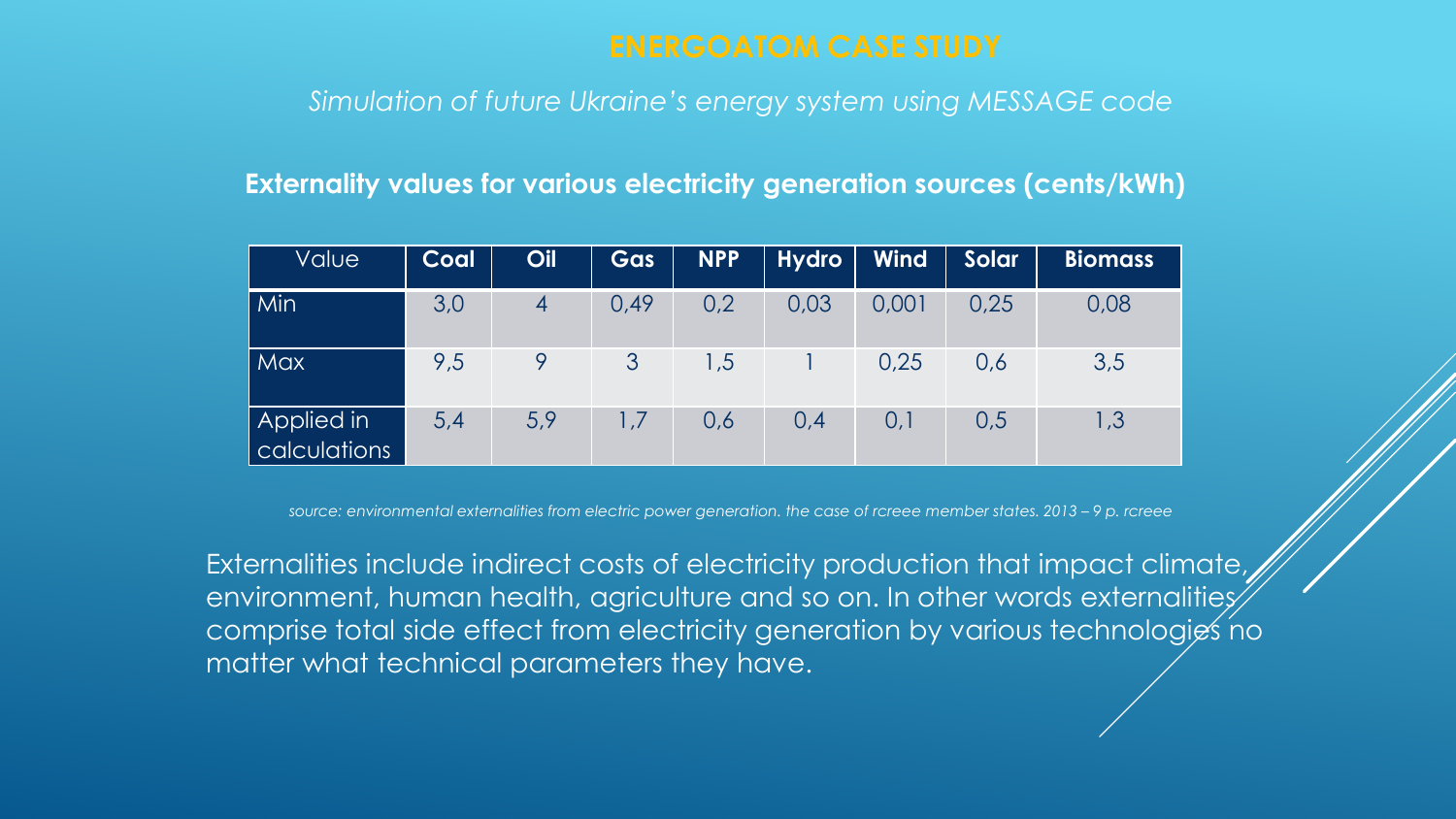# ENERGOATOM CASE STUDY

*Simulation of future Ukraine's energy system using MESSAGE code*

**Externality values for various electricity generation sources (cents/kWh)**

| Value | Coal | Oil | Gas | NPP | Hydro | Wind | Solar | Biomass |
|---|---|---|---|---|---|---|---|---|
| Min | 3,0 | 4 | 0,49 | 0,2 | 0,03 | 0,001 | 0,25 | 0,08 |
| Max | 9,5 | 9 | 3 | 1,5 | 1 | 0,25 | 0,6 | 3,5 |
| Applied in calculations | 5,4 | 5,9 | 1,7 | 0,6 | 0,4 | 0,1 | 0,5 | 1,3 |

*source: environmental externalities from electric power generation. the case of rcreee member states. 2013 – 9 p. rcreee*

Externalities include indirect costs of electricity production that impact climate, environment, human health, agriculture and so on. In other words externalities comprise total side effect from electricity generation by various technologies no matter what technical parameters they have.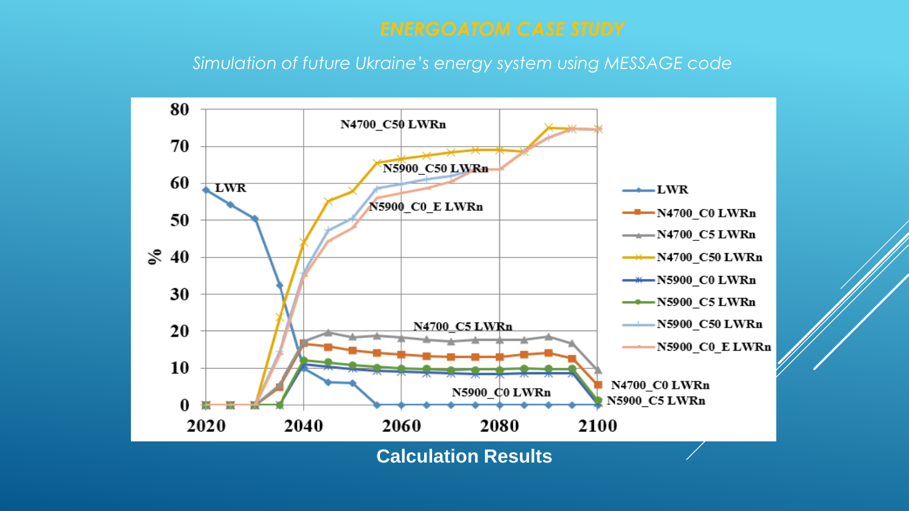# ENERGOATOM CASE STUDY

*Simulation of future Ukraine's energy system using MESSAGE code*

Calculation Results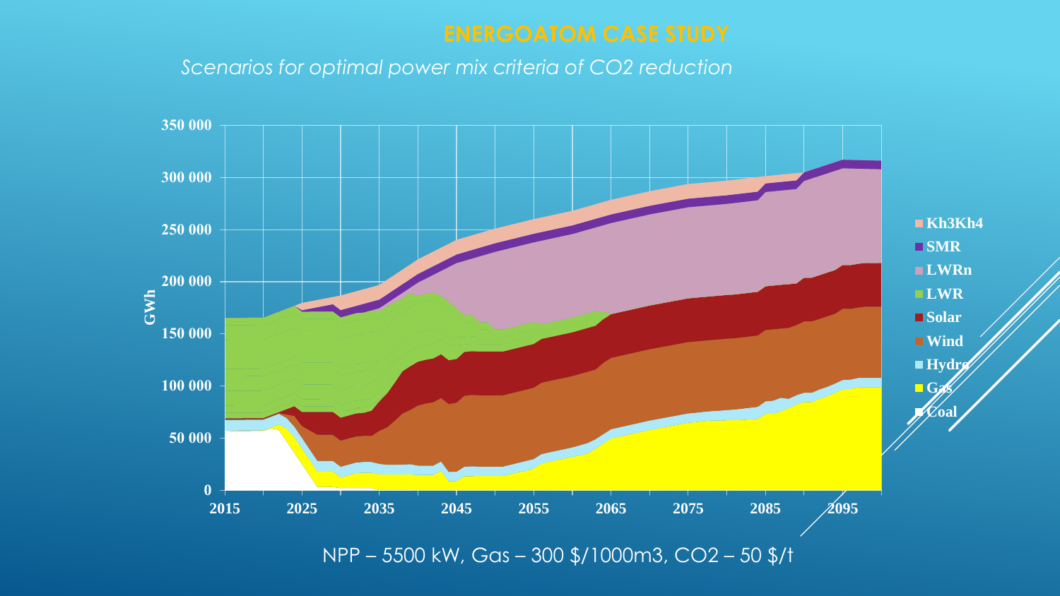# ENERGOATOM CASE STUDY

*Scenarios for optimal power mix criteria of CO2 reduction*

NPP – 5500 kW, Gas – 300 $/1000m3, CO2 – 50 $/t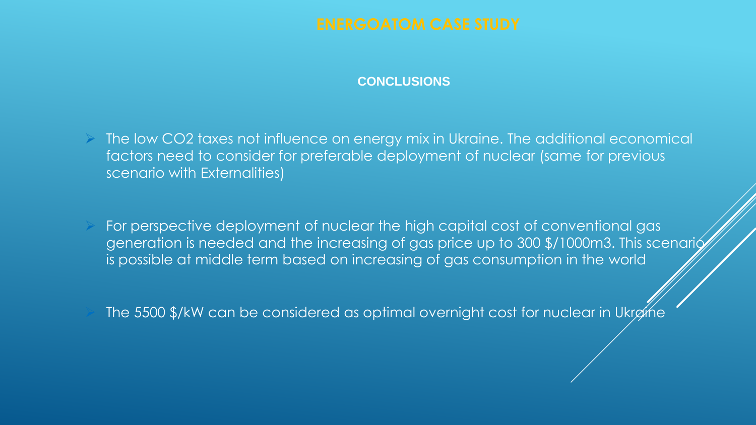# ENERGOATOM CASE STUDY

## CONCLUSIONS

- The low $CO_2$ taxes not influence on energy mix in Ukraine. The additional economical factors need to consider for preferable deployment of nuclear (same for previous scenario with Externalities)

- For perspective deployment of nuclear the high capital cost of conventional gas generation is needed and the increasing of gas price up to 300 $/1000m3. This scenario is possible at middle term based on increasing of gas consumption in the world

- The 5500 $/kW can be considered as optimal overnight cost for nuclear in Ukraine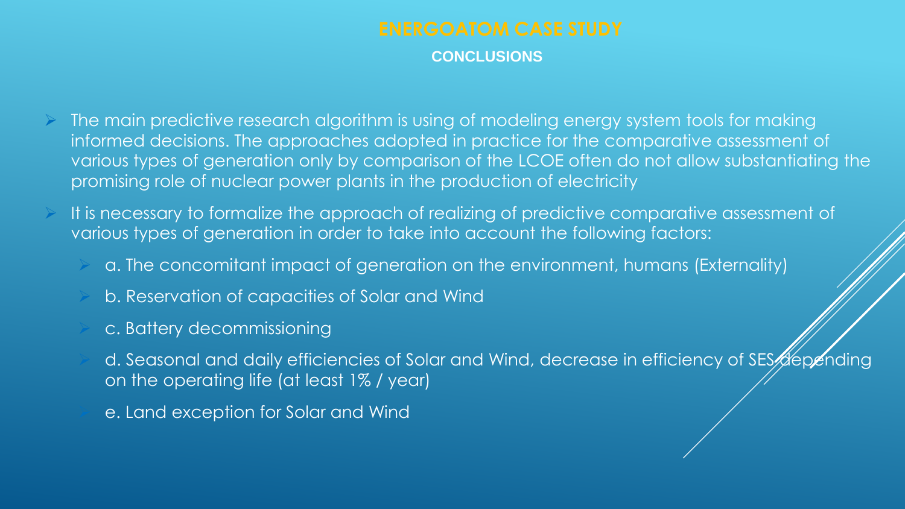# ENERGOATOM CASE STUDY

## CONCLUSIONS

- The main predictive research algorithm is using of modeling energy system tools for making informed decisions. The approaches adopted in practice for the comparative assessment of various types of generation only by comparison of the LCOE often do not allow substantiating the promising role of nuclear power plants in the production of electricity
- It is necessary to formalize the approach of realizing of predictive comparative assessment of various types of generation in order to take into account the following factors:
  - a. The concomitant impact of generation on the environment, humans (Externality)
  - b. Reservation of capacities of Solar and Wind
  - c. Battery decommissioning
  - d. Seasonal and daily efficiencies of Solar and Wind, decrease in efficiency of SES depending on the operating life (at least 1% / year)
  - e. Land exception for Solar and Wind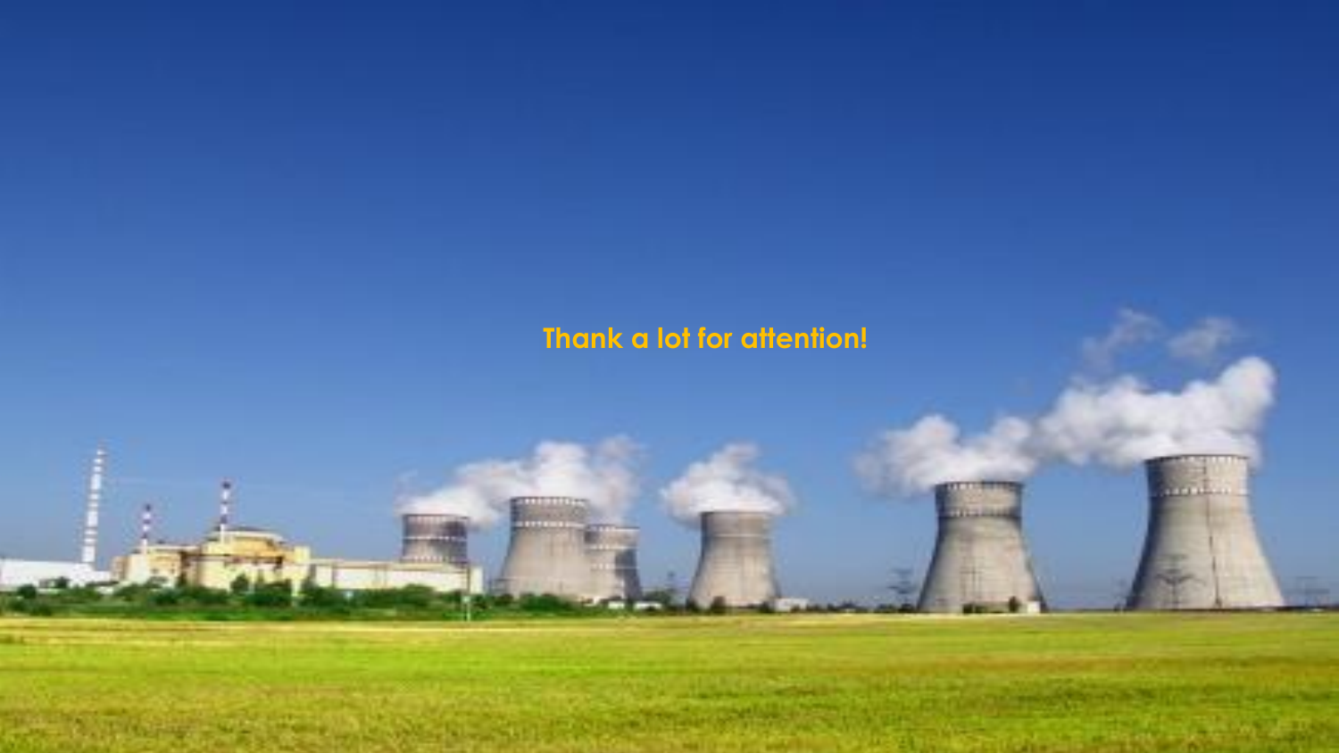Thank a lot for attention!